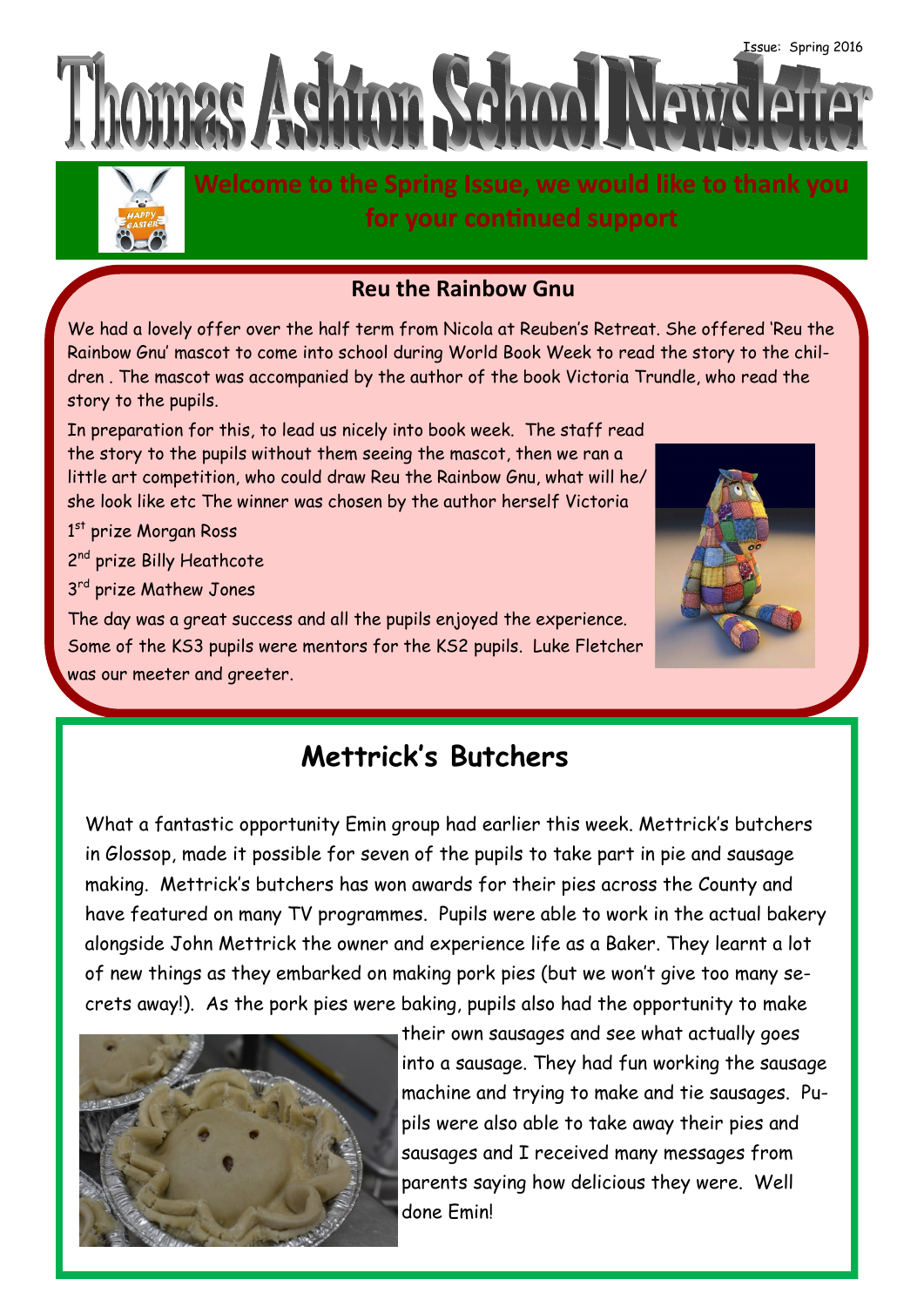Issue: Spring 2016

# Thomas Ashton School Newsletter

**Welcome to the Spring Issue, we would like to thank you for your continued support**

## Reu the Rainbow Gnu

We had a lovely offer over the half term from Nicola at Reuben's Retreat. She offered 'Reu the Rainbow Gnu' mascot to come into school during World Book Week to read the story to the children . The mascot was accompanied by the author of the book Victoria Trundle, who read the story to the pupils.

In preparation for this, to lead us nicely into book week. The staff read the story to the pupils without them seeing the mascot, then we ran a little art competition, who could draw Reu the Rainbow Gnu, what will he/she look like etc The winner was chosen by the author herself Victoria

1st prize Morgan Ross

2nd prize Billy Heathcote

3rd prize Mathew Jones

The day was a great success and all the pupils enjoyed the experience. Some of the KS3 pupils were mentors for the KS2 pupils. Luke Fletcher was our meeter and greeter.

## Mettrick's Butchers

What a fantastic opportunity Emin group had earlier this week. Mettrick's butchers in Glossop, made it possible for seven of the pupils to take part in pie and sausage making. Mettrick's butchers has won awards for their pies across the County and have featured on many TV programmes. Pupils were able to work in the actual bakery alongside John Mettrick the owner and experience life as a Baker. They learnt a lot of new things as they embarked on making pork pies (but we won't give too many secrets away!). As the pork pies were baking, pupils also had the opportunity to make their own sausages and see what actually goes into a sausage. They had fun working the sausage machine and trying to make and tie sausages. Pupils were also able to take away their pies and sausages and I received many messages from parents saying how delicious they were. Well done Emin!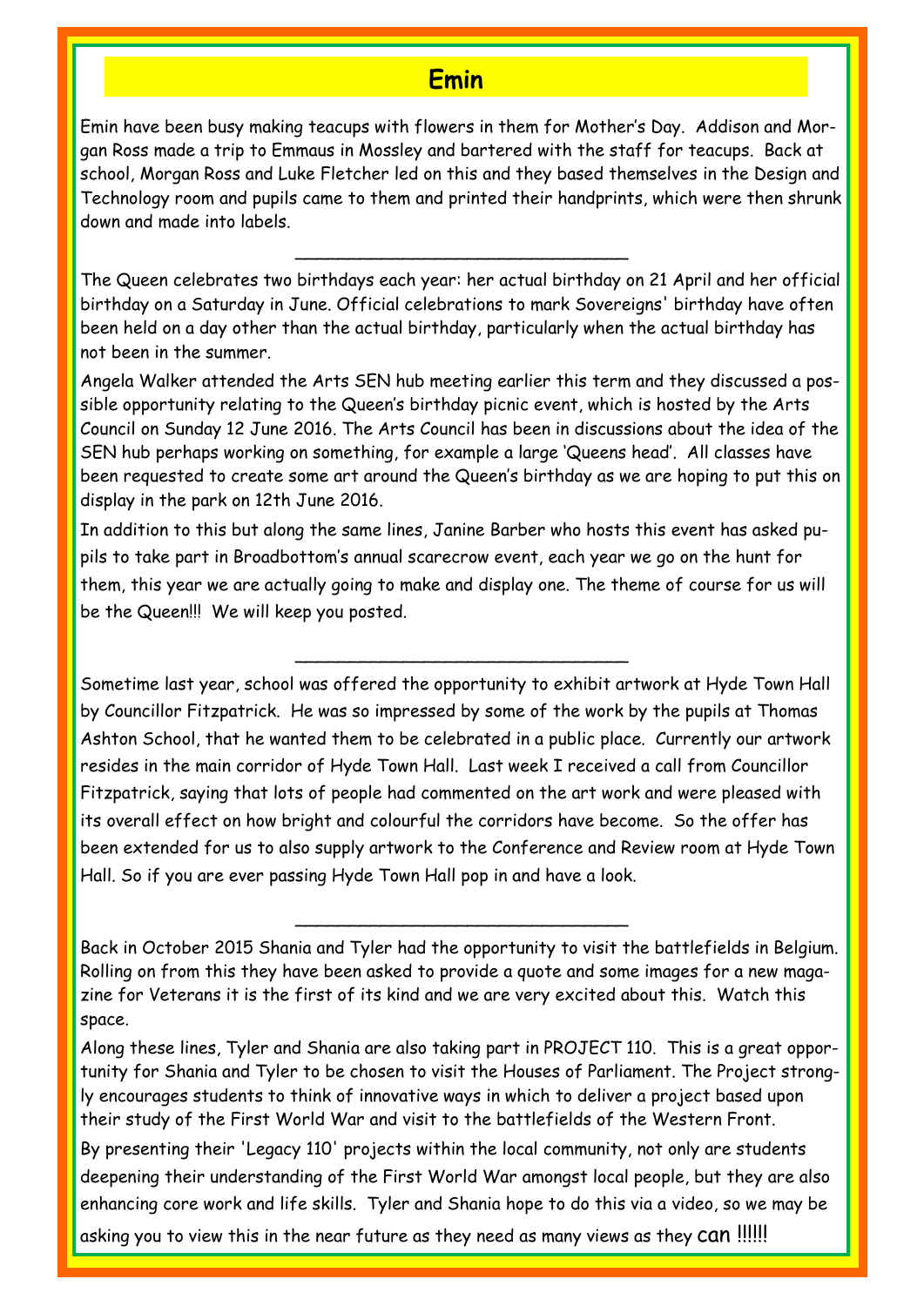## Emin

Emin have been busy making teacups with flowers in them for Mother's Day. Addison and Morgan Ross made a trip to Emmaus in Mossley and bartered with the staff for teacups. Back at school, Morgan Ross and Luke Fletcher led on this and they based themselves in the Design and Technology room and pupils came to them and printed their handprints, which were then shrunk down and made into labels.

---

The Queen celebrates two birthdays each year: her actual birthday on 21 April and her official birthday on a Saturday in June. Official celebrations to mark Sovereigns' birthday have often been held on a day other than the actual birthday, particularly when the actual birthday has not been in the summer.

Angela Walker attended the Arts SEN hub meeting earlier this term and they discussed a possible opportunity relating to the Queen's birthday picnic event, which is hosted by the Arts Council on Sunday 12 June 2016. The Arts Council has been in discussions about the idea of the SEN hub perhaps working on something, for example a large 'Queens head'. All classes have been requested to create some art around the Queen's birthday as we are hoping to put this on display in the park on 12th June 2016.

In addition to this but along the same lines, Janine Barber who hosts this event has asked pupils to take part in Broadbottom's annual scarecrow event, each year we go on the hunt for them, this year we are actually going to make and display one. The theme of course for us will be the Queen!!! We will keep you posted.

---

Sometime last year, school was offered the opportunity to exhibit artwork at Hyde Town Hall by Councillor Fitzpatrick. He was so impressed by some of the work by the pupils at Thomas Ashton School, that he wanted them to be celebrated in a public place. Currently our artwork resides in the main corridor of Hyde Town Hall. Last week I received a call from Councillor Fitzpatrick, saying that lots of people had commented on the art work and were pleased with its overall effect on how bright and colourful the corridors have become. So the offer has been extended for us to also supply artwork to the Conference and Review room at Hyde Town Hall. So if you are ever passing Hyde Town Hall pop in and have a look.

---

Back in October 2015 Shania and Tyler had the opportunity to visit the battlefields in Belgium. Rolling on from this they have been asked to provide a quote and some images for a new magazine for Veterans it is the first of its kind and we are very excited about this. Watch this space.

Along these lines, Tyler and Shania are also taking part in PROJECT 110. This is a great opportunity for Shania and Tyler to be chosen to visit the Houses of Parliament. The Project strongly encourages students to think of innovative ways in which to deliver a project based upon their study of the First World War and visit to the battlefields of the Western Front.

By presenting their 'Legacy 110' projects within the local community, not only are students deepening their understanding of the First World War amongst local people, but they are also enhancing core work and life skills. Tyler and Shania hope to do this via a video, so we may be asking you to view this in the near future as they need as many views as they can !!!!!!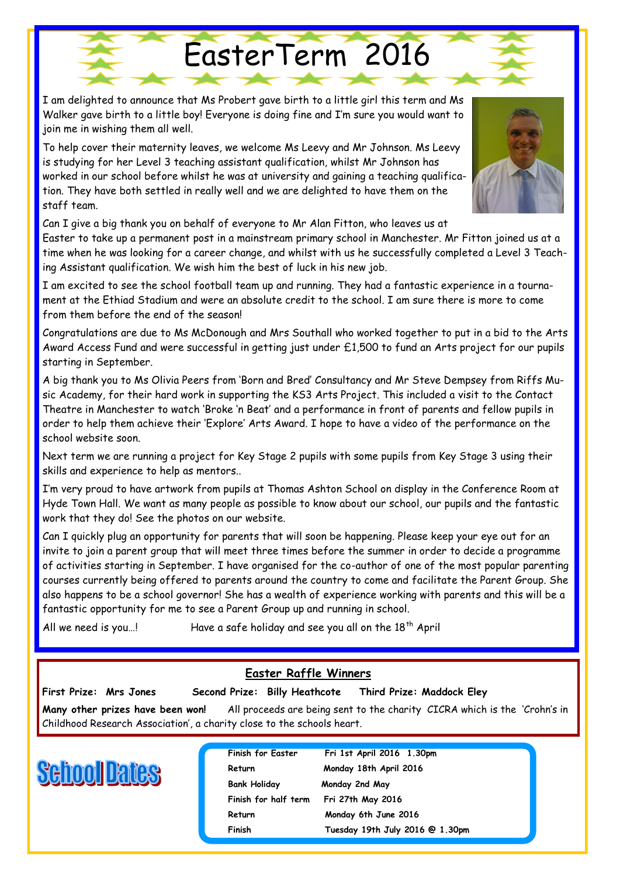# EasterTerm 2016

I am delighted to announce that Ms Probert gave birth to a little girl this term and Ms Walker gave birth to a little boy! Everyone is doing fine and I'm sure you would want to join me in wishing them all well.

To help cover their maternity leaves, we welcome Ms Leevy and Mr Johnson. Ms Leevy is studying for her Level 3 teaching assistant qualification, whilst Mr Johnson has worked in our school before whilst he was at university and gaining a teaching qualification. They have both settled in really well and we are delighted to have them on the staff team.

Can I give a big thank you on behalf of everyone to Mr Alan Fitton, who leaves us at Easter to take up a permanent post in a mainstream primary school in Manchester. Mr Fitton joined us at a time when he was looking for a career change, and whilst with us he successfully completed a Level 3 Teaching Assistant qualification. We wish him the best of luck in his new job.

I am excited to see the school football team up and running. They had a fantastic experience in a tournament at the Ethiad Stadium and were an absolute credit to the school. I am sure there is more to come from them before the end of the season!

Congratulations are due to Ms McDonough and Mrs Southall who worked together to put in a bid to the Arts Award Access Fund and were successful in getting just under £1,500 to fund an Arts project for our pupils starting in September.

A big thank you to Ms Olivia Peers from 'Born and Bred' Consultancy and Mr Steve Dempsey from Riffs Music Academy, for their hard work in supporting the KS3 Arts Project. This included a visit to the Contact Theatre in Manchester to watch 'Broke 'n Beat' and a performance in front of parents and fellow pupils in order to help them achieve their 'Explore' Arts Award. I hope to have a video of the performance on the school website soon.

Next term we are running a project for Key Stage 2 pupils with some pupils from Key Stage 3 using their skills and experience to help as mentors..

I'm very proud to have artwork from pupils at Thomas Ashton School on display in the Conference Room at Hyde Town Hall. We want as many people as possible to know about our school, our pupils and the fantastic work that they do! See the photos on our website.

Can I quickly plug an opportunity for parents that will soon be happening. Please keep your eye out for an invite to join a parent group that will meet three times before the summer in order to decide a programme of activities starting in September. I have organised for the co-author of one of the most popular parenting courses currently being offered to parents around the country to come and facilitate the Parent Group. She also happens to be a school governor! She has a wealth of experience working with parents and this will be a fantastic opportunity for me to see a Parent Group up and running in school.

All we need is you…!      Have a safe holiday and see you all on the 18th April

## Easter Raffle Winners

**First Prize: Mrs Jones**      **Second Prize: Billy Heathcote**      **Third Prize: Maddock Eley**

**Many other prizes have been won!** All proceeds are being sent to the charity CICRA which is the 'Crohn's in Childhood Research Association', a charity close to the schools heart.

## School Dates

| | |
|---|---|
| **Finish for Easter** | **Fri 1st April 2016 1.30pm** |
| **Return** | **Monday 18th April 2016** |
| **Bank Holiday** | **Monday 2nd May** |
| **Finish for half term** | **Fri 27th May 2016** |
| **Return** | **Monday 6th June 2016** |
| **Finish** | **Tuesday 19th July 2016 @ 1.30pm** |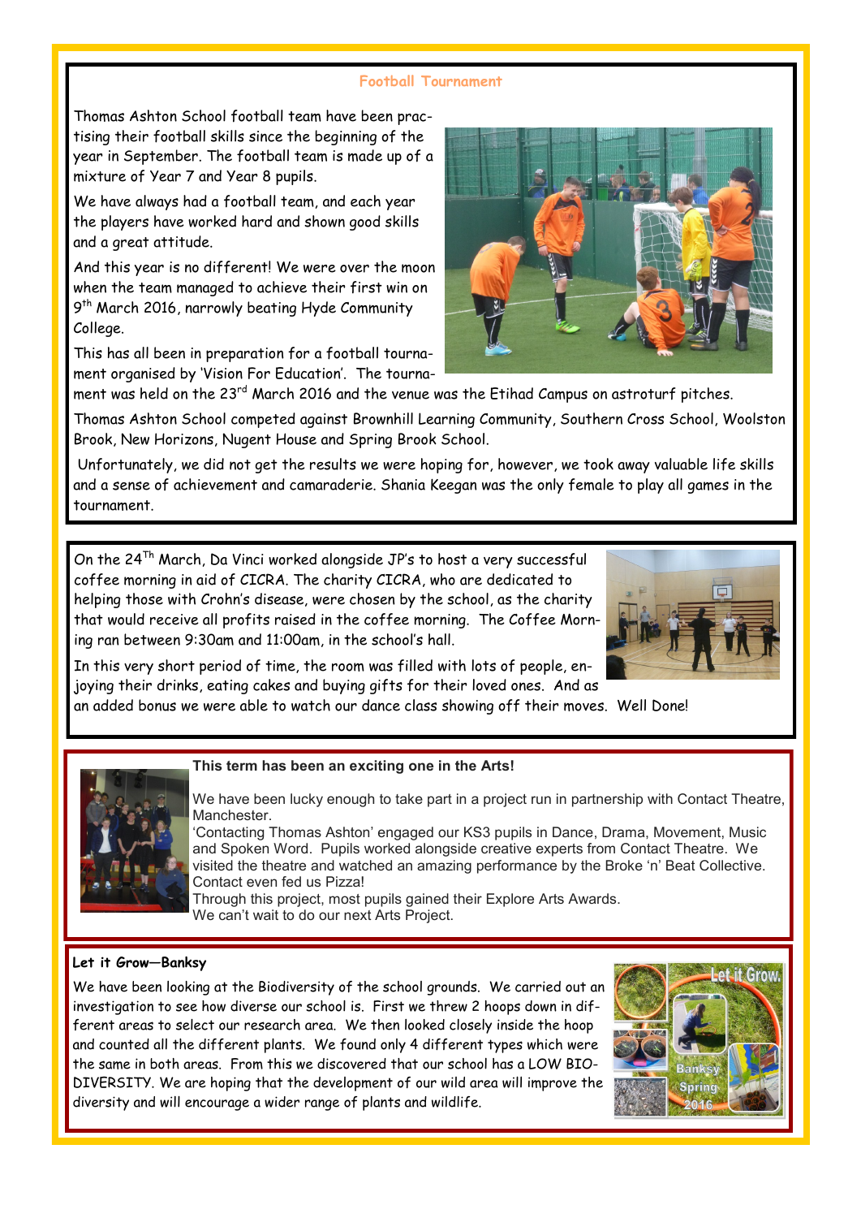## Football Tournament

Thomas Ashton School football team have been practising their football skills since the beginning of the year in September. The football team is made up of a mixture of Year 7 and Year 8 pupils.

We have always had a football team, and each year the players have worked hard and shown good skills and a great attitude.

And this year is no different! We were over the moon when the team managed to achieve their first win on 9th March 2016, narrowly beating Hyde Community College.

This has all been in preparation for a football tournament organised by 'Vision For Education'. The tournament was held on the 23rd March 2016 and the venue was the Etihad Campus on astroturf pitches.

Thomas Ashton School competed against Brownhill Learning Community, Southern Cross School, Woolston Brook, New Horizons, Nugent House and Spring Brook School.

Unfortunately, we did not get the results we were hoping for, however, we took away valuable life skills and a sense of achievement and camaraderie. Shania Keegan was the only female to play all games in the tournament.

---

On the 24Th March, Da Vinci worked alongside JP's to host a very successful coffee morning in aid of CICRA. The charity CICRA, who are dedicated to helping those with Crohn's disease, were chosen by the school, as the charity that would receive all profits raised in the coffee morning. The Coffee Morning ran between 9:30am and 11:00am, in the school's hall.

In this very short period of time, the room was filled with lots of people, enjoying their drinks, eating cakes and buying gifts for their loved ones. And as an added bonus we were able to watch our dance class showing off their moves. Well Done!

---

**This term has been an exciting one in the Arts!**

We have been lucky enough to take part in a project run in partnership with Contact Theatre, Manchester.

'Contacting Thomas Ashton' engaged our KS3 pupils in Dance, Drama, Movement, Music and Spoken Word. Pupils worked alongside creative experts from Contact Theatre. We visited the theatre and watched an amazing performance by the Broke 'n' Beat Collective. Contact even fed us Pizza!

Through this project, most pupils gained their Explore Arts Awards.

We can't wait to do our next Arts Project.

---

**Let it Grow—Banksy**

We have been looking at the Biodiversity of the school grounds. We carried out an investigation to see how diverse our school is. First we threw 2 hoops down in different areas to select our research area. We then looked closely inside the hoop and counted all the different plants. We found only 4 different types which were the same in both areas. From this we discovered that our school has a LOW BIODIVERSITY. We are hoping that the development of our wild area will improve the diversity and will encourage a wider range of plants and wildlife.